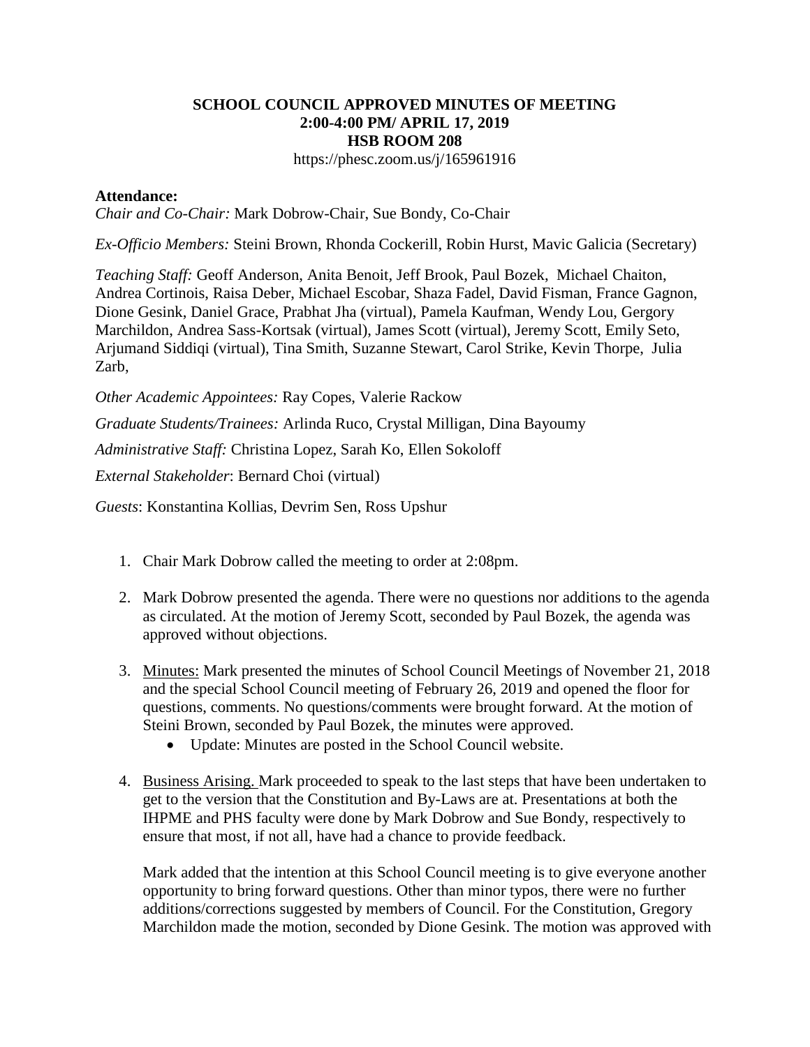**SCHOOL COUNCIL APPROVED MINUTES OF MEETING**
**2:00-4:00 PM/ APRIL 17, 2019**
**HSB ROOM 208**
https://phesc.zoom.us/j/165961916

**Attendance:**

*Chair and Co-Chair:* Mark Dobrow-Chair, Sue Bondy, Co-Chair

*Ex-Officio Members:* Steini Brown, Rhonda Cockerill, Robin Hurst, Mavic Galicia (Secretary)

*Teaching Staff:* Geoff Anderson, Anita Benoit, Jeff Brook, Paul Bozek, Michael Chaiton, Andrea Cortinois, Raisa Deber, Michael Escobar, Shaza Fadel, David Fisman, France Gagnon, Dione Gesink, Daniel Grace, Prabhat Jha (virtual), Pamela Kaufman, Wendy Lou, Gergory Marchildon, Andrea Sass-Kortsak (virtual), James Scott (virtual), Jeremy Scott, Emily Seto, Arjumand Siddiqi (virtual), Tina Smith, Suzanne Stewart, Carol Strike, Kevin Thorpe, Julia Zarb,

*Other Academic Appointees:* Ray Copes, Valerie Rackow

*Graduate Students/Trainees:* Arlinda Ruco, Crystal Milligan, Dina Bayoumy

*Administrative Staff:* Christina Lopez, Sarah Ko, Ellen Sokoloff

*External Stakeholder*: Bernard Choi (virtual)

*Guests*: Konstantina Kollias, Devrim Sen, Ross Upshur

1. Chair Mark Dobrow called the meeting to order at 2:08pm.

2. Mark Dobrow presented the agenda. There were no questions nor additions to the agenda as circulated. At the motion of Jeremy Scott, seconded by Paul Bozek, the agenda was approved without objections.

3. Minutes: Mark presented the minutes of School Council Meetings of November 21, 2018 and the special School Council meeting of February 26, 2019 and opened the floor for questions, comments. No questions/comments were brought forward. At the motion of Steini Brown, seconded by Paul Bozek, the minutes were approved.
   - Update: Minutes are posted in the School Council website.

4. Business Arising. Mark proceeded to speak to the last steps that have been undertaken to get to the version that the Constitution and By-Laws are at. Presentations at both the IHPME and PHS faculty were done by Mark Dobrow and Sue Bondy, respectively to ensure that most, if not all, have had a chance to provide feedback.

   Mark added that the intention at this School Council meeting is to give everyone another opportunity to bring forward questions. Other than minor typos, there were no further additions/corrections suggested by members of Council. For the Constitution, Gregory Marchildon made the motion, seconded by Dione Gesink. The motion was approved with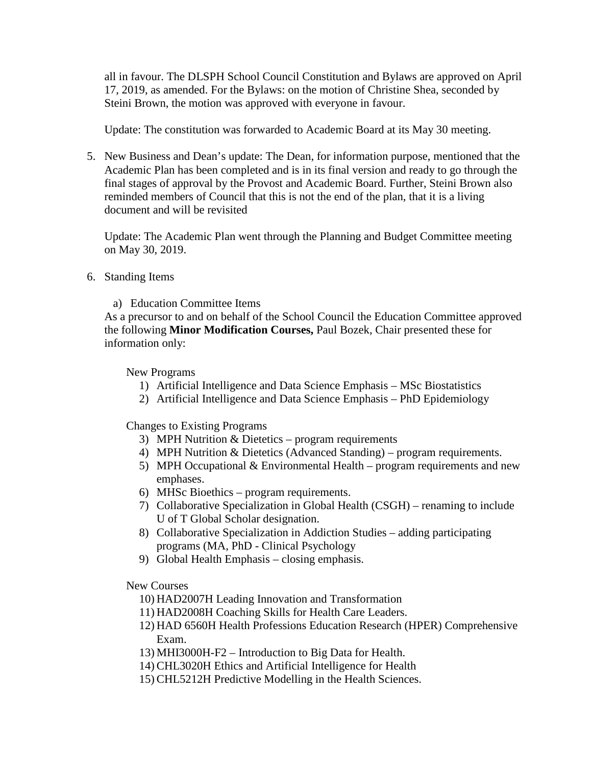all in favour. The DLSPH School Council Constitution and Bylaws are approved on April 17, 2019, as amended. For the Bylaws: on the motion of Christine Shea, seconded by Steini Brown, the motion was approved with everyone in favour.

Update: The constitution was forwarded to Academic Board at its May 30 meeting.

5. New Business and Dean's update: The Dean, for information purpose, mentioned that the Academic Plan has been completed and is in its final version and ready to go through the final stages of approval by the Provost and Academic Board. Further, Steini Brown also reminded members of Council that this is not the end of the plan, that it is a living document and will be revisited

   Update: The Academic Plan went through the Planning and Budget Committee meeting on May 30, 2019.

6. Standing Items

   a) Education Committee Items

   As a precursor to and on behalf of the School Council the Education Committee approved the following **Minor Modification Courses,** Paul Bozek, Chair presented these for information only:

   New Programs

   1) Artificial Intelligence and Data Science Emphasis – MSc Biostatistics
   2) Artificial Intelligence and Data Science Emphasis – PhD Epidemiology

   Changes to Existing Programs

   3) MPH Nutrition & Dietetics – program requirements
   4) MPH Nutrition & Dietetics (Advanced Standing) – program requirements.
   5) MPH Occupational & Environmental Health – program requirements and new emphases.
   6) MHSc Bioethics – program requirements.
   7) Collaborative Specialization in Global Health (CSGH) – renaming to include U of T Global Scholar designation.
   8) Collaborative Specialization in Addiction Studies – adding participating programs (MA, PhD - Clinical Psychology
   9) Global Health Emphasis – closing emphasis.

   New Courses

   10) HAD2007H Leading Innovation and Transformation
   11) HAD2008H Coaching Skills for Health Care Leaders.
   12) HAD 6560H Health Professions Education Research (HPER) Comprehensive Exam.
   13) MHI3000H-F2 – Introduction to Big Data for Health.
   14) CHL3020H Ethics and Artificial Intelligence for Health
   15) CHL5212H Predictive Modelling in the Health Sciences.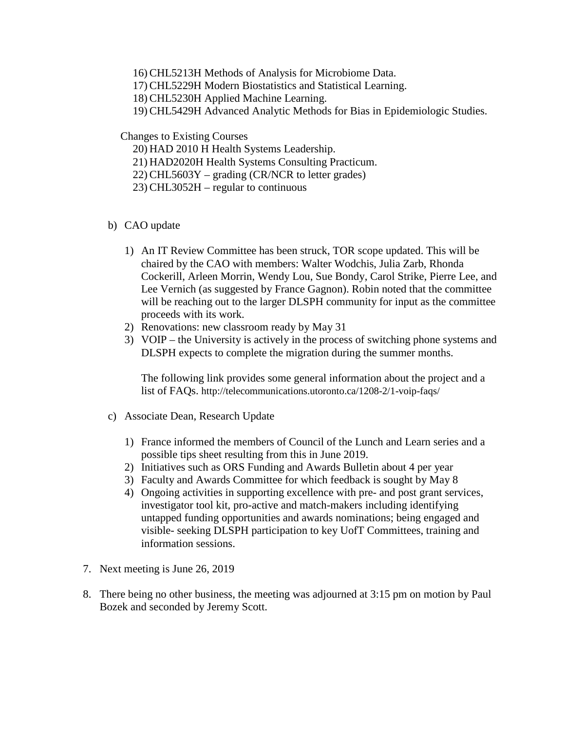16) CHL5213H Methods of Analysis for Microbiome Data.
17) CHL5229H Modern Biostatistics and Statistical Learning.
18) CHL5230H Applied Machine Learning.
19) CHL5429H Advanced Analytic Methods for Bias in Epidemiologic Studies.

Changes to Existing Courses

20) HAD 2010 H Health Systems Leadership.
21) HAD2020H Health Systems Consulting Practicum.
22) CHL5603Y – grading (CR/NCR to letter grades)
23) CHL3052H – regular to continuous

b) CAO update

1) An IT Review Committee has been struck, TOR scope updated. This will be chaired by the CAO with members: Walter Wodchis, Julia Zarb, Rhonda Cockerill, Arleen Morrin, Wendy Lou, Sue Bondy, Carol Strike, Pierre Lee, and Lee Vernich (as suggested by France Gagnon). Robin noted that the committee will be reaching out to the larger DLSPH community for input as the committee proceeds with its work.
2) Renovations: new classroom ready by May 31
3) VOIP – the University is actively in the process of switching phone systems and DLSPH expects to complete the migration during the summer months.

   The following link provides some general information about the project and a list of FAQs. http://telecommunications.utoronto.ca/1208-2/1-voip-faqs/

c) Associate Dean, Research Update

1) France informed the members of Council of the Lunch and Learn series and a possible tips sheet resulting from this in June 2019.
2) Initiatives such as ORS Funding and Awards Bulletin about 4 per year
3) Faculty and Awards Committee for which feedback is sought by May 8
4) Ongoing activities in supporting excellence with pre- and post grant services, investigator tool kit, pro-active and match-makers including identifying untapped funding opportunities and awards nominations; being engaged and visible- seeking DLSPH participation to key UofT Committees, training and information sessions.

7. Next meeting is June 26, 2019

8. There being no other business, the meeting was adjourned at 3:15 pm on motion by Paul Bozek and seconded by Jeremy Scott.